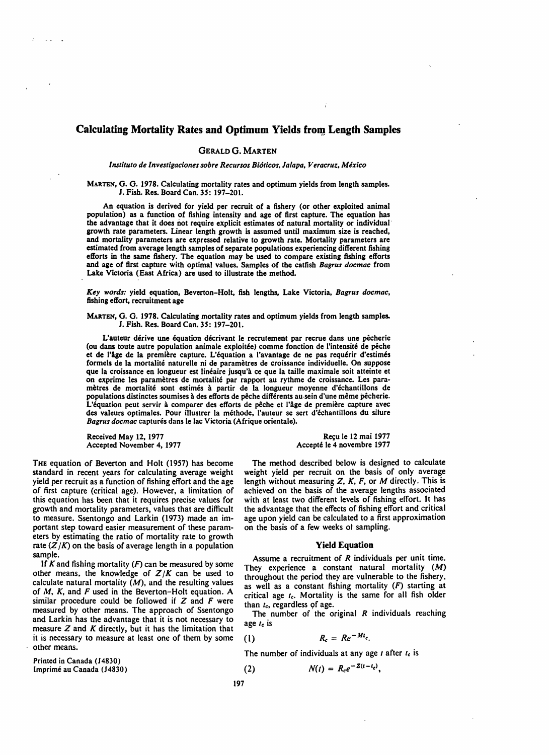# Calculating Mortality Rates and Optimum Yields from Length Samples

GERALD G. MARTEN

*Instituto de Investigaciones sobre Recursos Bióticos, Jalapa, Veracruz, México*

MARTEN, G. G. 1978. Calculating mortality rates and optimum yields from length samples. J. Fish. Res. Board Can. 35: 197–201.

An equation is derived for yield per recruit of a fishery (or other exploited animal population) as a function of fishing intensity and age of first capture. The equation has the advantage that it does not require explicit estimates of natural mortality or individual growth rate parameters. Linear length growth is assumed until maximum size is reached, and mortality parameters are expressed relative to growth rate. Mortality parameters are estimated from average length samples of separate populations experiencing different fishing efforts in the same fishery. The equation may be used to compare existing fishing efforts and age of first capture with optimal values. Samples of the catfish *Bagrus docmac* from Lake Victoria (East Africa) are used to illustrate the method.

*Key words:* yield equation, Beverton–Holt, fish lengths, Lake Victoria, *Bagrus docmac*, fishing effort, recruitment age

MARTEN, G. G. 1978. Calculating mortality rates and optimum yields from length samples. J. Fish. Res. Board Can. 35: 197–201.

L'auteur dérive une équation décrivant le recrutement par recrue dans une pêcherie (ou dans toute autre population animale exploitée) comme fonction de l'intensité de pêche et de l'âge de la première capture. L'équation a l'avantage de ne pas requérir d'estimés formels de la mortalité naturelle ni de paramètres de croissance individuelle. On suppose que la croissance en longueur est linéaire jusqu'à ce que la taille maximale soit atteinte et on exprime les paramètres de mortalité par rapport au rythme de croissance. Les paramètres de mortalité sont estimés à partir de la longueur moyenne d'échantillons de populations distinctes soumises à des efforts de pêche différents au sein d'une même pêcherie. L'équation peut servir à comparer des efforts de pêche et l'âge de première capture avec des valeurs optimales. Pour illustrer la méthode, l'auteur se sert d'échantillons du silure *Bagrus docmac* capturés dans le lac Victoria (Afrique orientale).

Received May 12, 1977
Accepted November 4, 1977

Reçu le 12 mai 1977
Accepté le 4 novembre 1977

THE equation of Beverton and Holt (1957) has become standard in recent years for calculating average weight yield per recruit as a function of fishing effort and the age of first capture (critical age). However, a limitation of this equation has been that it requires precise values for growth and mortality parameters, values that are difficult to measure. Ssentongo and Larkin (1973) made an important step toward easier measurement of these parameters by estimating the ratio of mortality rate to growth rate ($Z/K$) on the basis of average length in a population sample.

If $K$ and fishing mortality ($F$) can be measured by some other means, the knowledge of $Z/K$ can be used to calculate natural mortality ($M$), and the resulting values of $M$, $K$, and $F$ used in the Beverton–Holt equation. A similar procedure could be followed if $Z$ and $F$ were measured by other means. The approach of Ssentongo and Larkin has the advantage that it is not necessary to measure $Z$ and $K$ directly, but it has the limitation that it is necessary to measure at least one of them by some other means.

Printed in Canada (J4830)
Imprimé au Canada (J4830)

The method described below is designed to calculate weight yield per recruit on the basis of only average length without measuring $Z$, $K$, $F$, or $M$ directly. This is achieved on the basis of the average lengths associated with at least two different levels of fishing effort. It has the advantage that the effects of fishing effort and critical age upon yield can be calculated to a first approximation on the basis of a few weeks of sampling.

## Yield Equation

Assume a recruitment of $R$ individuals per unit time. They experience a constant natural mortality ($M$) throughout the period they are vulnerable to the fishery, as well as a constant fishing mortality ($F$) starting at critical age $t_c$. Mortality is the same for all fish older than $t_c$, regardless of age.

The number of the original $R$ individuals reaching age $t_c$ is

$$(1) \qquad R_c = Re^{-Mt_c}.$$

The number of individuals at any age $t$ after $t_c$ is

$$(2) \qquad N(t) = R_c e^{-Z(t-t_c)},$$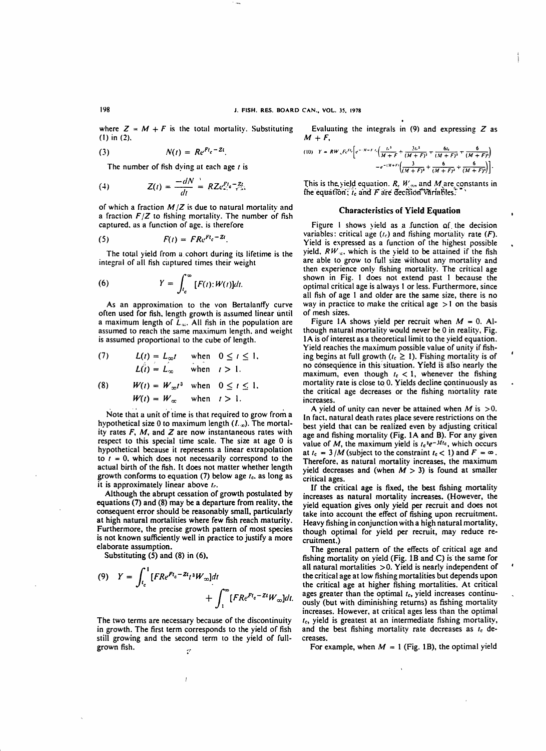where $Z = M + F$ is the total mortality. Substituting (1) in (2),

$$(3) \qquad N(t) = Re^{Ft_c - Zt}.$$

The number of fish dying at each age $t$ is

$$(4) \qquad Z(t) = \frac{-dN}{dt} = RZe^{Ft_c - Zt},$$

of which a fraction $M/Z$ is due to natural mortality and a fraction $F/Z$ to fishing mortality. The number of fish captured, as a function of age, is therefore

$$(5) \qquad F(t) = FRe^{Ft_c - Zt}.$$

The total yield from a cohort during its lifetime is the integral of all fish captured times their weight

$$(6) \qquad Y = \int_{t_c}^{\infty} [F(t) \cdot W(t)] dt.$$

As an approximation to the von Bertalanffy curve often used for fish, length growth is assumed linear until a maximum length of $L_\infty$. All fish in the population are assumed to reach the same maximum length, and weight is assumed proportional to the cube of length.

$$(7) \qquad \begin{aligned} L(t) &= L_\infty t \quad \text{when} \quad 0 \le t \le 1, \\ L(t) &= L_\infty \quad \text{when} \quad t > 1. \end{aligned}$$

$$(8) \qquad \begin{aligned} W(t) &= W_\infty t^3 \quad \text{when} \quad 0 \le t \le 1, \\ W(t) &= W_\infty \quad \text{when} \quad t > 1. \end{aligned}$$

Note that a unit of time is that required to grow from a hypothetical size 0 to maximum length ($L_\infty$). The mortality rates $F$, $M$, and $Z$ are now instantaneous rates with respect to this special time scale. The size at age 0 is hypothetical because it represents a linear extrapolation to $t = 0$, which does not necessarily correspond to the actual birth of the fish. It does not matter whether length growth conforms to equation (7) below age $t_c$, as long as it is approximately linear above $t_c$.

Although the abrupt cessation of growth postulated by equations (7) and (8) may be a departure from reality, the consequent error should be reasonably small, particularly at high natural mortalities where few fish reach maturity. Furthermore, the precise growth pattern of most species is not known sufficiently well in practice to justify a more elaborate assumption.

Substituting (5) and (8) in (6),

$$(9) \qquad Y = \int_{t_c}^{1} [FRe^{Ft_c - Zt} t^3 W_\infty] dt + \int_{1}^{\infty} [FRe^{Ft_c - Zt} W_\infty] dt.$$

The two terms are necessary because of the discontinuity in growth. The first term corresponds to the yield of fish still growing and the second term to the yield of full-grown fish.

Evaluating the integrals in (9) and expressing $Z$ as $M + F$,

$$(10) \qquad Y = RW_\infty Fe^{Ft_c}\left[e^{-(M+F)t_c}\left(\frac{t_c^3}{M+F} + \frac{3t_c^2}{(M+F)^2} + \frac{6t_c}{(M+F)^3} + \frac{6}{(M+F)^4}\right) - e^{-(M+F)}\left(\frac{3}{(M+F)^2} + \frac{6}{(M+F)^3} + \frac{6}{(M+F)^4}\right)\right].$$

This is the yield equation. $R$, $W_\infty$, and $M$ are constants in the equation; $t_c$ and $F$ are decision variables.

## Characteristics of Yield Equation

Figure 1 shows yield as a function of the decision variables: critical age ($t_c$) and fishing mortality rate ($F$). Yield is expressed as a function of the highest possible yield, $RW_\infty$, which is the yield to be attained if the fish are able to grow to full size without any mortality and then experience only fishing mortality. The critical age shown in Fig. 1 does not extend past 1 because the optimal critical age is always 1 or less. Furthermore, since all fish of age 1 and older are the same size, there is no way in practice to make the critical age >1 on the basis of mesh sizes.

Figure 1A shows yield per recruit when $M = 0$. Although natural mortality would never be 0 in reality, Fig. 1A is of interest as a theoretical limit to the yield equation. Yield reaches the maximum possible value of unity if fishing begins at full growth ($t_c \ge 1$). Fishing mortality is of no consequence in this situation. Yield is also nearly the maximum, even though $t_c < 1$, whenever the fishing mortality rate is close to 0. Yields decline continuously as the critical age decreases or the fishing mortality rate increases.

A yield of unity can never be attained when $M$ is $>0$. In fact, natural death rates place severe restrictions on the best yield that can be realized even by adjusting critical age and fishing mortality (Fig. 1A and B). For any given value of $M$, the maximum yield is $t_c^3 e^{-Mt_c}$, which occurs at $t_c = 3/M$ (subject to the constraint $t_c < 1$) and $F = \infty$. Therefore, as natural mortality increases, the maximum yield decreases and (when $M > 3$) is found at smaller critical ages.

If the critical age is fixed, the best fishing mortality increases as natural mortality increases. (However, the yield equation gives only yield per recruit and does not take into account the effect of fishing upon recruitment. Heavy fishing in conjunction with a high natural mortality, though optimal for yield per recruit, may reduce recruitment.)

The general pattern of the effects of critical age and fishing mortality on yield (Fig. 1B and C) is the same for all natural mortalities $>0$. Yield is nearly independent of the critical age at low fishing mortalities but depends upon the critical age at higher fishing mortalities. At critical ages greater than the optimal $t_c$, yield increases continuously (but with diminishing returns) as fishing mortality increases. However, at critical ages less than the optimal $t_c$, yield is greatest at an intermediate fishing mortality, and the best fishing mortality rate decreases as $t_c$ decreases.

For example, when $M = 1$ (Fig. 1B), the optimal yield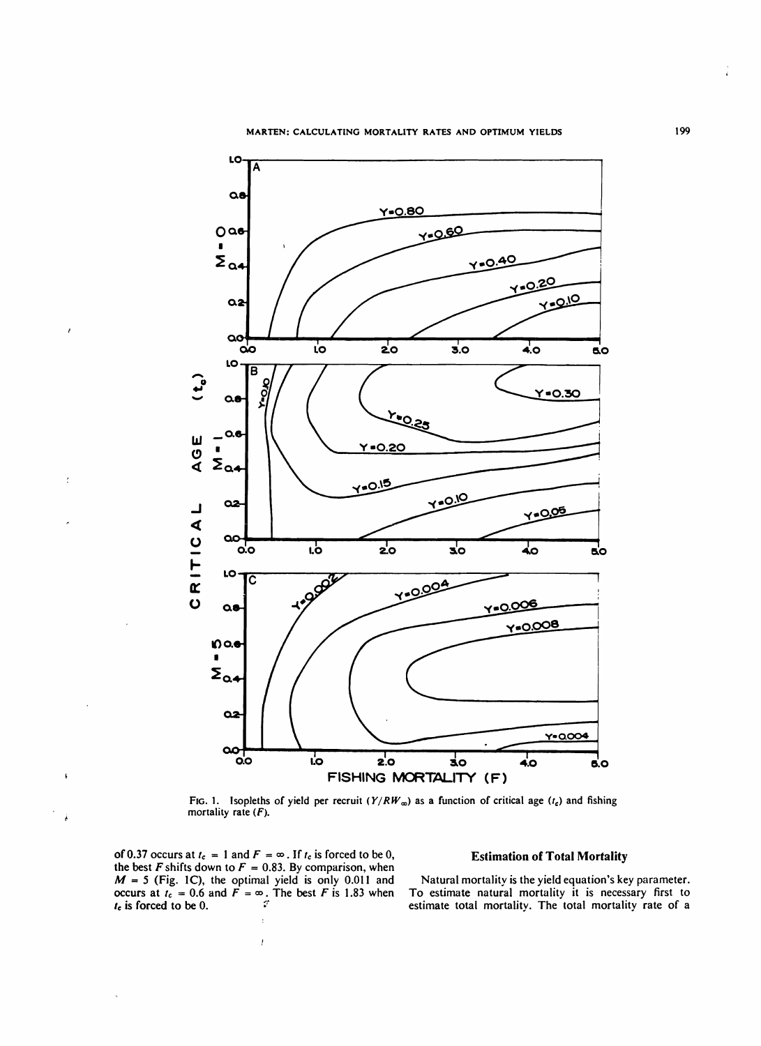FIG. 1. Isopleths of yield per recruit ($Y/RW_\infty$) as a function of critical age ($t_c$) and fishing mortality rate ($F$).

of 0.37 occurs at $t_c = 1$ and $F = \infty$. If $t_c$ is forced to be 0, the best $F$ shifts down to $F = 0.83$. By comparison, when $M = 5$ (Fig. 1C), the optimal yield is only 0.011 and occurs at $t_c = 0.6$ and $F = \infty$. The best $F$ is 1.83 when $t_c$ is forced to be 0.

## Estimation of Total Mortality

Natural mortality is the yield equation's key parameter. To estimate natural mortality it is necessary first to estimate total mortality. The total mortality rate of a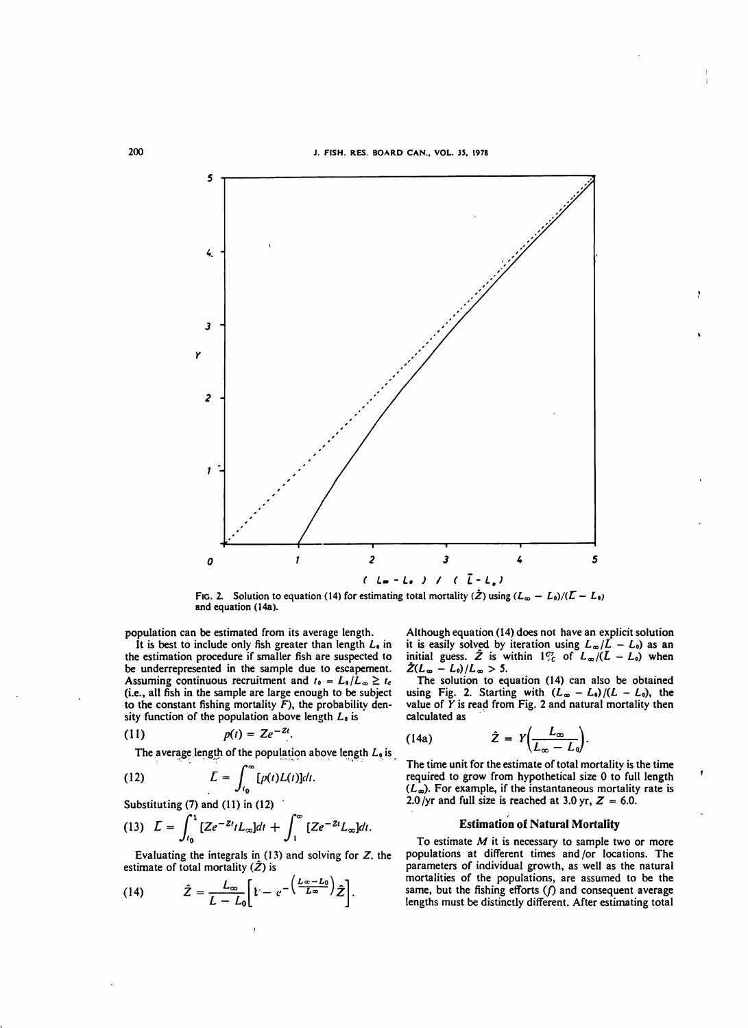FIG. 2. Solution to equation (14) for estimating total mortality ($\hat{Z}$) using $(L_\infty - L_0)/(\bar{L} - L_0)$ and equation (14a).

population can be estimated from its average length.

It is best to include only fish greater than length $L_0$ in the estimation procedure if smaller fish are suspected to be underrepresented in the sample due to escapement. Assuming continuous recruitment and $t_0 = L_0/L_\infty \geq t_c$ (i.e., all fish in the sample are large enough to be subject to the constant fishing mortality $F$), the probability density function of the population above length $L_0$ is

$$(11) \qquad p(t) = Ze^{-Zt}.$$

The average length of the population above length $L_0$ is

$$(12) \qquad \bar{L} = \int_{t_0}^{\infty} [p(t)L(t)]dt.$$

Substituting (7) and (11) in (12)

$$(13) \quad \bar{L} = \int_{t_0}^{1} [Ze^{-Zt}tL_\infty]dt + \int_{1}^{\infty} [Ze^{-Zt}L_\infty]dt.$$

Evaluating the integrals in (13) and solving for $Z$, the estimate of total mortality ($\hat{Z}$) is

$$(14) \qquad \hat{Z} = \frac{L_\infty}{\bar{L} - L_0}\left[1 - e^{-\left(\frac{L_\infty - L_0}{L_\infty}\right)\hat{Z}}\right].$$

Although equation (14) does not have an explicit solution it is easily solved by iteration using $L_\infty/\bar{L} - L_0)$ as an initial guess. $\hat{Z}$ is within 1% of $L_\infty/(\bar{L} - L_0)$ when $\hat{Z}(L_\infty - L_0)/L_\infty > 5$.

The solution to equation (14) can also be obtained using Fig. 2. Starting with $(L_\infty - L_0)/(\bar{L} - L_0)$, the value of $Y$ is read from Fig. 2 and natural mortality then calculated as

$$(14a) \qquad \hat{Z} = Y\left(\frac{L_\infty}{L_\infty - L_0}\right).$$

The time unit for the estimate of total mortality is the time required to grow from hypothetical size 0 to full length ($L_\infty$). For example, if the instantaneous mortality rate is 2.0/yr and full size is reached at 3.0 yr, $Z = 6.0$.

## Estimation of Natural Mortality

To estimate $M$ it is necessary to sample two or more populations at different times and/or locations. The parameters of individual growth, as well as the natural mortalities of the populations, are assumed to be the same, but the fishing efforts ($f$) and consequent average lengths must be distinctly different. After estimating total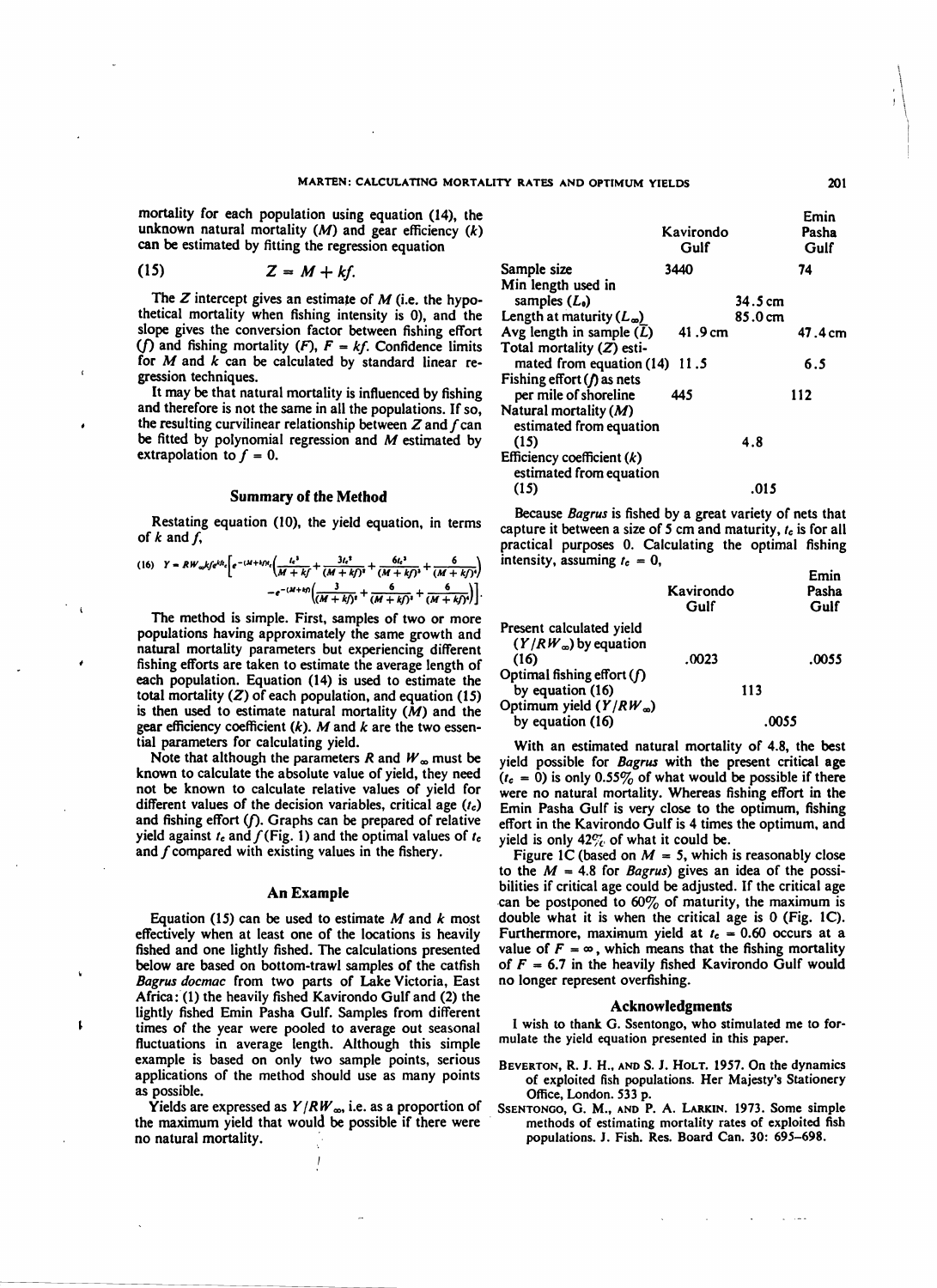mortality for each population using equation (14), the unknown natural mortality ($M$) and gear efficiency ($k$) can be estimated by fitting the regression equation

$$(15) \qquad Z = M + kf.$$

The $Z$ intercept gives an estimate of $M$ (i.e. the hypothetical mortality when fishing intensity is 0), and the slope gives the conversion factor between fishing effort ($f$) and fishing mortality ($F$), $F = kf$. Confidence limits for $M$ and $k$ can be calculated by standard linear regression techniques.

It may be that natural mortality is influenced by fishing and therefore is not the same in all the populations. If so, the resulting curvilinear relationship between $Z$ and $f$ can be fitted by polynomial regression and $M$ estimated by extrapolation to $f = 0$.

## Summary of the Method

Restating equation (10), the yield equation, in terms of $k$ and $f$,

$$(16) \quad Y = RW_{\infty}kfe^{kft_c}\Big[e^{-(M+kf)t_c}\Big(\frac{t_c^3}{M+kf} + \frac{3t_c^2}{(M+kf)^2} + \frac{6t_c^2}{(M+kf)^3} + \frac{6}{(M+kf)^4}\Big) - e^{-(M+kf)}\Big(\frac{3}{(M+kf)^2} + \frac{6}{(M+kf)^3} + \frac{6}{(M+kf)^4}\Big)\Big].$$

The method is simple. First, samples of two or more populations having approximately the same growth and natural mortality parameters but experiencing different fishing efforts are taken to estimate the average length of each population. Equation (14) is used to estimate the total mortality ($Z$) of each population, and equation (15) is then used to estimate natural mortality ($M$) and the gear efficiency coefficient ($k$). $M$ and $k$ are the two essential parameters for calculating yield.

Note that although the parameters $R$ and $W_{\infty}$ must be known to calculate the absolute value of yield, they need not be known to calculate relative values of yield for different values of the decision variables, critical age ($t_c$) and fishing effort ($f$). Graphs can be prepared of relative yield against $t_c$ and $f$ (Fig. 1) and the optimal values of $t_c$ and $f$ compared with existing values in the fishery.

## An Example

Equation (15) can be used to estimate $M$ and $k$ most effectively when at least one of the locations is heavily fished and one lightly fished. The calculations presented below are based on bottom-trawl samples of the catfish *Bagrus docmac* from two parts of Lake Victoria, East Africa: (1) the heavily fished Kavirondo Gulf and (2) the lightly fished Emin Pasha Gulf. Samples from different times of the year were pooled to average out seasonal fluctuations in average length. Although this simple example is based on only two sample points, serious applications of the method should use as many points as possible.

Yields are expressed as $Y/RW_{\infty}$, i.e. as a proportion of the maximum yield that would be possible if there were no natural mortality.

| | Kavirondo Gulf | | Emin Pasha Gulf |
|---|---|---|---|
| Sample size | 3440 | | 74 |
| Min length used in samples ($L_0$) | | 34.5 cm | |
| Length at maturity ($L_{\infty}$) | | 85.0 cm | |
| Avg length in sample ($\bar{L}$) | 41.9 cm | | 47.4 cm |
| Total mortality ($Z$) estimated from equation (14) | 11.5 | | 6.5 |
| Fishing effort ($f$) as nets per mile of shoreline | 445 | | 112 |
| Natural mortality ($M$) estimated from equation (15) | | 4.8 | |
| Efficiency coefficient ($k$) estimated from equation (15) | | .015 | |

Because *Bagrus* is fished by a great variety of nets that capture it between a size of 5 cm and maturity, $t_c$ is for all practical purposes 0. Calculating the optimal fishing intensity, assuming $t_c = 0$,

| | Kavirondo Gulf | | Emin Pasha Gulf |
|---|---|---|---|
| Present calculated yield ($Y/RW_{\infty}$) by equation (16) | .0023 | | .0055 |
| Optimal fishing effort ($f$) by equation (16) | | 113 | |
| Optimum yield ($Y/RW_{\infty}$) by equation (16) | | .0055 | |

With an estimated natural mortality of 4.8, the best yield possible for *Bagrus* with the present critical age ($t_c = 0$) is only 0.55% of what would be possible if there were no natural mortality. Whereas fishing effort in the Emin Pasha Gulf is very close to the optimum, fishing effort in the Kavirondo Gulf is 4 times the optimum, and yield is only 42% of what it could be.

Figure 1C (based on $M = 5$, which is reasonably close to the $M = 4.8$ for *Bagrus*) gives an idea of the possibilities if critical age could be adjusted. If the critical age can be postponed to 60% of maturity, the maximum is double what it is when the critical age is 0 (Fig. 1C). Furthermore, maximum yield at $t_c = 0.60$ occurs at a value of $F = \infty$, which means that the fishing mortality of $F = 6.7$ in the heavily fished Kavirondo Gulf would no longer represent overfishing.

## Acknowledgments

I wish to thank G. Ssentongo, who stimulated me to formulate the yield equation presented in this paper.

Beverton, R. J. H., and S. J. Holt. 1957. On the dynamics of exploited fish populations. Her Majesty's Stationery Office, London. 533 p.

Ssentongo, G. M., and P. A. Larkin. 1973. Some simple methods of estimating mortality rates of exploited fish populations. J. Fish. Res. Board Can. 30: 695–698.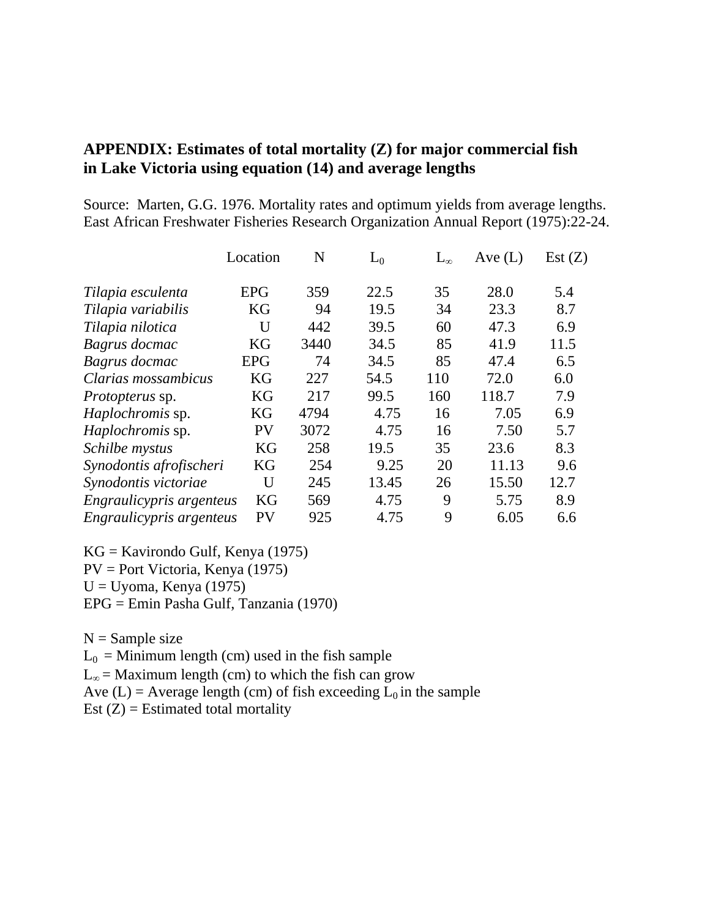**APPENDIX: Estimates of total mortality (Z) for major commercial fish in Lake Victoria using equation (14) and average lengths**

Source: Marten, G.G. 1976. Mortality rates and optimum yields from average lengths. East African Freshwater Fisheries Research Organization Annual Report (1975):22-24.

| | Location | N | $L_0$ | $L_\infty$ | Ave (L) | Est (Z) |
|---|---|---|---|---|---|---|
| *Tilapia esculenta* | EPG | 359 | 22.5 | 35 | 28.0 | 5.4 |
| *Tilapia variabilis* | KG | 94 | 19.5 | 34 | 23.3 | 8.7 |
| *Tilapia nilotica* | U | 442 | 39.5 | 60 | 47.3 | 6.9 |
| *Bagrus docmac* | KG | 3440 | 34.5 | 85 | 41.9 | 11.5 |
| *Bagrus docmac* | EPG | 74 | 34.5 | 85 | 47.4 | 6.5 |
| *Clarias mossambicus* | KG | 227 | 54.5 | 110 | 72.0 | 6.0 |
| *Protopterus* sp. | KG | 217 | 99.5 | 160 | 118.7 | 7.9 |
| *Haplochromis* sp. | KG | 4794 | 4.75 | 16 | 7.05 | 6.9 |
| *Haplochromis* sp. | PV | 3072 | 4.75 | 16 | 7.50 | 5.7 |
| *Schilbe mystus* | KG | 258 | 19.5 | 35 | 23.6 | 8.3 |
| *Synodontis afrofischeri* | KG | 254 | 9.25 | 20 | 11.13 | 9.6 |
| *Synodontis victoriae* | U | 245 | 13.45 | 26 | 15.50 | 12.7 |
| *Engraulicypris argenteus* | KG | 569 | 4.75 | 9 | 5.75 | 8.9 |
| *Engraulicypris argenteus* | PV | 925 | 4.75 | 9 | 6.05 | 6.6 |

KG = Kavirondo Gulf, Kenya (1975)
PV = Port Victoria, Kenya (1975)
U = Uyoma, Kenya (1975)
EPG = Emin Pasha Gulf, Tanzania (1970)

N = Sample size
$L_0$ = Minimum length (cm) used in the fish sample
$L_\infty$ = Maximum length (cm) to which the fish can grow
Ave (L) = Average length (cm) of fish exceeding $L_0$ in the sample
Est (Z) = Estimated total mortality